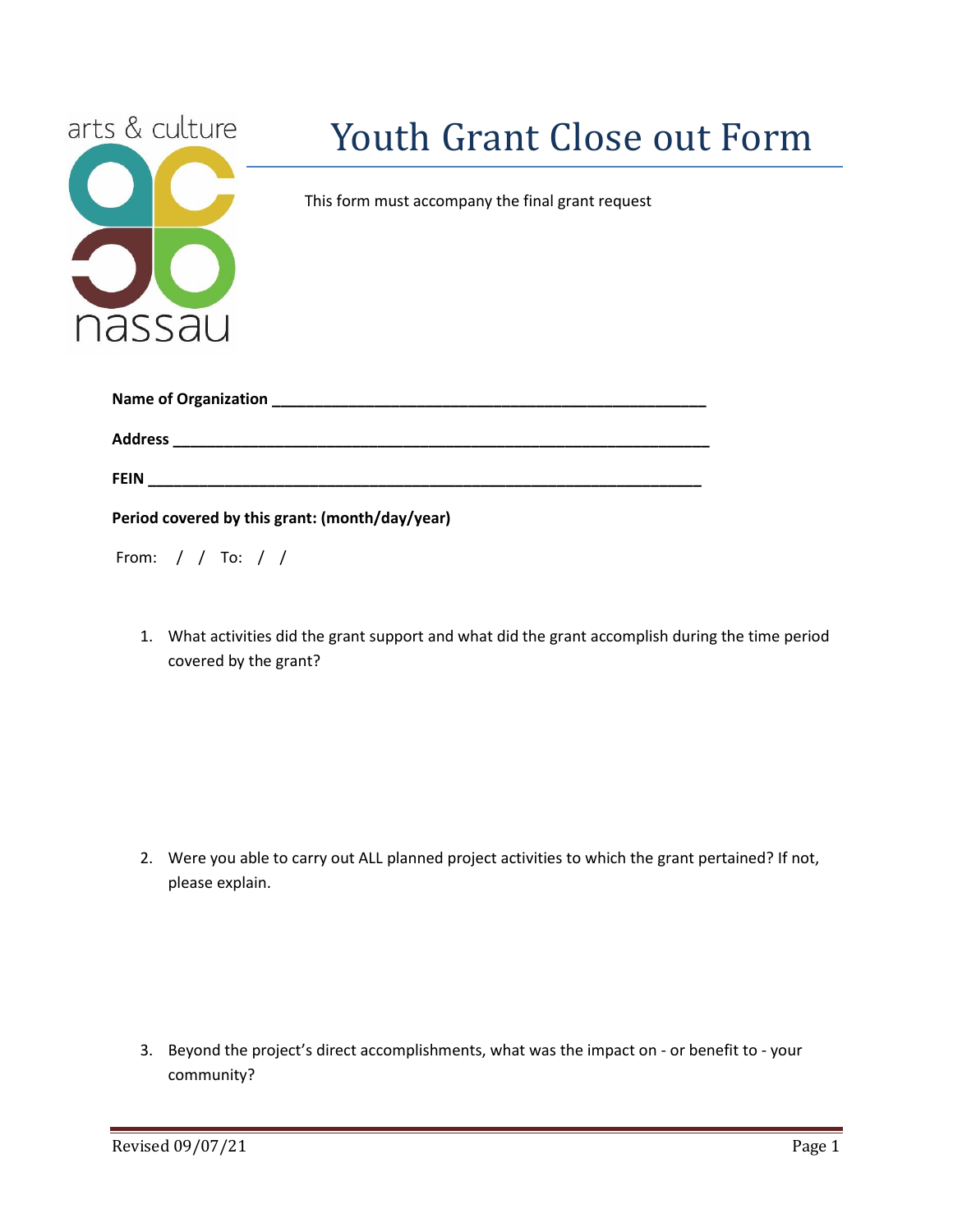arts & culture

nassau

# Youth Grant Close out Form

This form must accompany the final grant request

**Name of Organization** ___________________________________________________

**Address** _____________________________________________________________

**FEIN** ________________________________________________________________

**Period covered by this grant: (month/day/year)**

From: / / To: / /

1. What activities did the grant support and what did the grant accomplish during the time period covered by the grant?

2. Were you able to carry out ALL planned project activities to which the grant pertained? If not, please explain.

3. Beyond the project's direct accomplishments, what was the impact on - or benefit to - your community?

Revised 09/07/21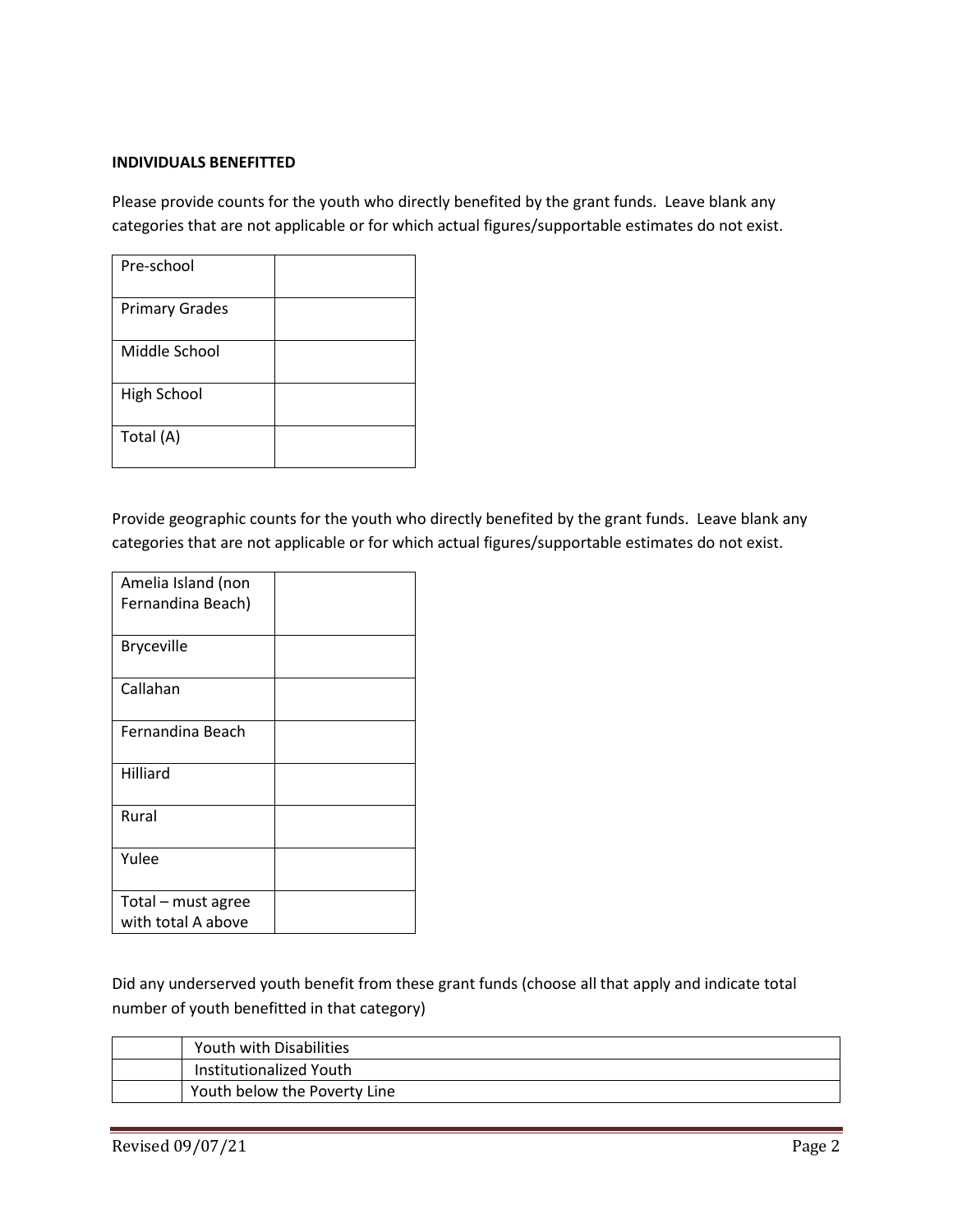**INDIVIDUALS BENEFITTED**

Please provide counts for the youth who directly benefited by the grant funds. Leave blank any categories that are not applicable or for which actual figures/supportable estimates do not exist.

| | |
|---|---|
| Pre-school | |
| Primary Grades | |
| Middle School | |
| High School | |
| Total (A) | |

Provide geographic counts for the youth who directly benefited by the grant funds. Leave blank any categories that are not applicable or for which actual figures/supportable estimates do not exist.

| | |
|---|---|
| Amelia Island (non Fernandina Beach) | |
| Bryceville | |
| Callahan | |
| Fernandina Beach | |
| Hilliard | |
| Rural | |
| Yulee | |
| Total – must agree with total A above | |

Did any underserved youth benefit from these grant funds (choose all that apply and indicate total number of youth benefitted in that category)

| | |
|---|---|
| | Youth with Disabilities |
| | Institutionalized Youth |
| | Youth below the Poverty Line |

Revised 09/07/21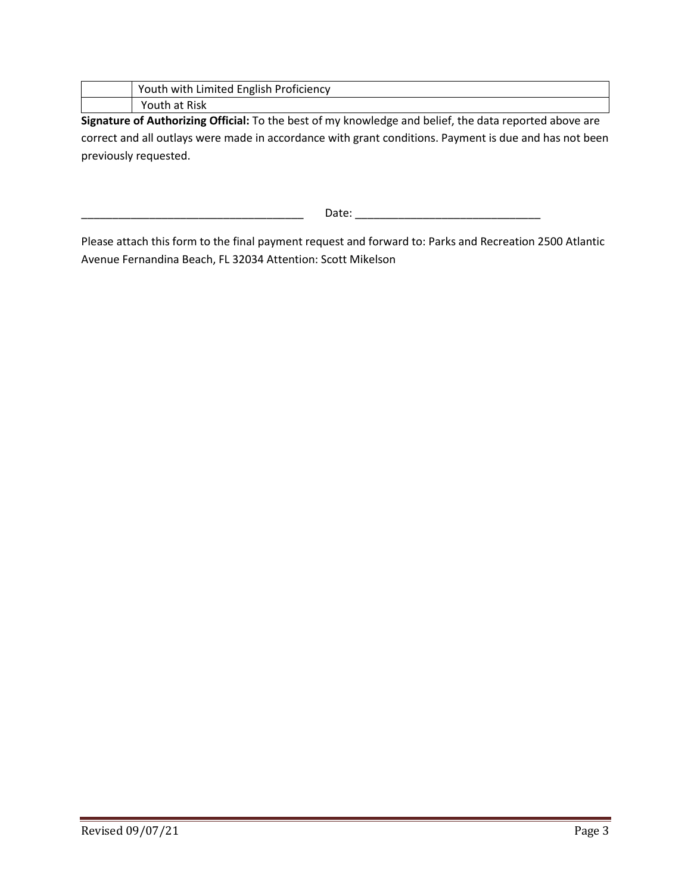| | |
|---|---|
| | Youth with Limited English Proficiency |
| | Youth at Risk |

**Signature of Authorizing Official:** To the best of my knowledge and belief, the data reported above are correct and all outlays were made in accordance with grant conditions. Payment is due and has not been previously requested.

____________________________________ Date: ______________________________

Please attach this form to the final payment request and forward to: Parks and Recreation 2500 Atlantic Avenue Fernandina Beach, FL 32034 Attention: Scott Mikelson

Revised 09/07/21